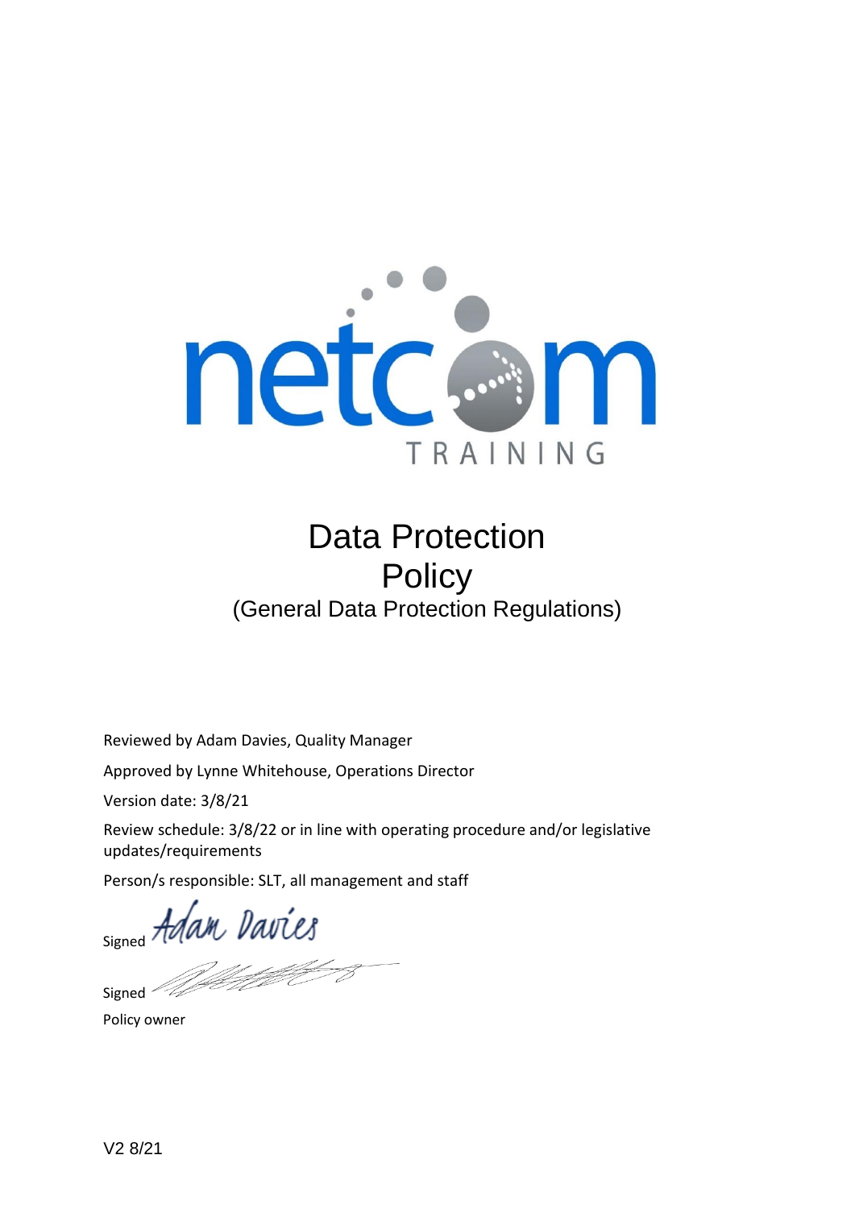netcom TRAINING

# Data Protection Policy

## (General Data Protection Regulations)

Reviewed by Adam Davies, Quality Manager

Approved by Lynne Whitehouse, Operations Director

Version date: 3/8/21

Review schedule: 3/8/22 or in line with operating procedure and/or legislative updates/requirements

Person/s responsible: SLT, all management and staff

Signed Adam Davies

Signed

Policy owner

V2 8/21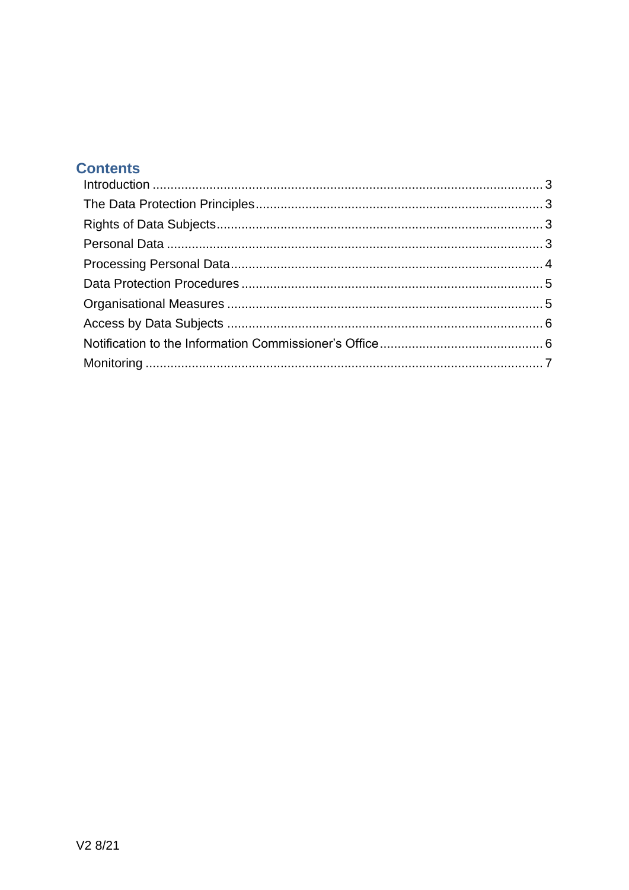## Contents

- Introduction ........................................................................................................ 3
- The Data Protection Principles ............................................................................. 3
- Rights of Data Subjects ........................................................................................ 3
- Personal Data ...................................................................................................... 3
- Processing Personal Data .................................................................................... 4
- Data Protection Procedures .................................................................................. 5
- Organisational Measures ...................................................................................... 5
- Access by Data Subjects ...................................................................................... 6
- Notification to the Information Commissioner's Office ........................................... 6
- Monitoring ............................................................................................................ 7

V2 8/21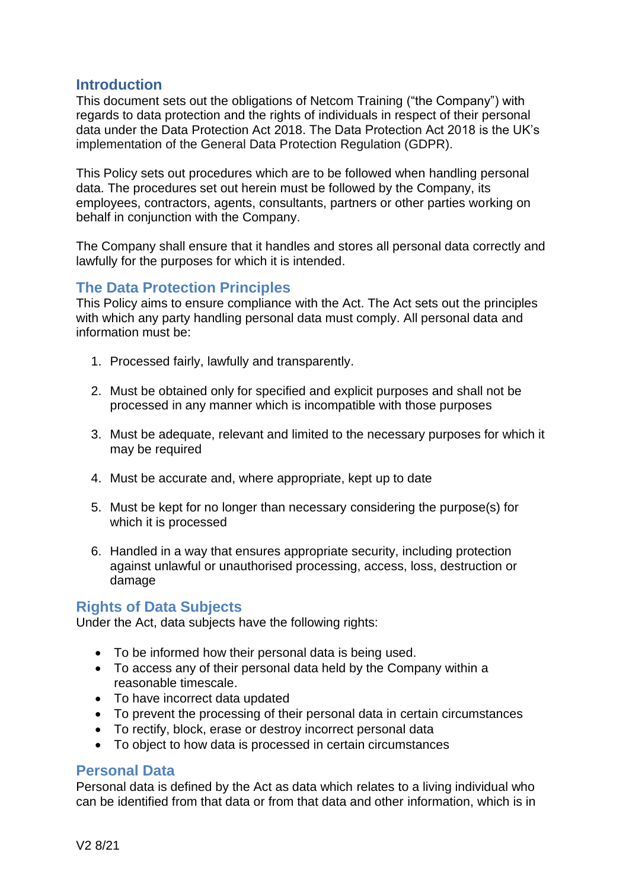## Introduction

This document sets out the obligations of Netcom Training ("the Company") with regards to data protection and the rights of individuals in respect of their personal data under the Data Protection Act 2018. The Data Protection Act 2018 is the UK's implementation of the General Data Protection Regulation (GDPR).

This Policy sets out procedures which are to be followed when handling personal data. The procedures set out herein must be followed by the Company, its employees, contractors, agents, consultants, partners or other parties working on behalf in conjunction with the Company.

The Company shall ensure that it handles and stores all personal data correctly and lawfully for the purposes for which it is intended.

## The Data Protection Principles

This Policy aims to ensure compliance with the Act. The Act sets out the principles with which any party handling personal data must comply. All personal data and information must be:

1. Processed fairly, lawfully and transparently.

2. Must be obtained only for specified and explicit purposes and shall not be processed in any manner which is incompatible with those purposes

3. Must be adequate, relevant and limited to the necessary purposes for which it may be required

4. Must be accurate and, where appropriate, kept up to date

5. Must be kept for no longer than necessary considering the purpose(s) for which it is processed

6. Handled in a way that ensures appropriate security, including protection against unlawful or unauthorised processing, access, loss, destruction or damage

## Rights of Data Subjects

Under the Act, data subjects have the following rights:

- To be informed how their personal data is being used.
- To access any of their personal data held by the Company within a reasonable timescale.
- To have incorrect data updated
- To prevent the processing of their personal data in certain circumstances
- To rectify, block, erase or destroy incorrect personal data
- To object to how data is processed in certain circumstances

## Personal Data

Personal data is defined by the Act as data which relates to a living individual who can be identified from that data or from that data and other information, which is in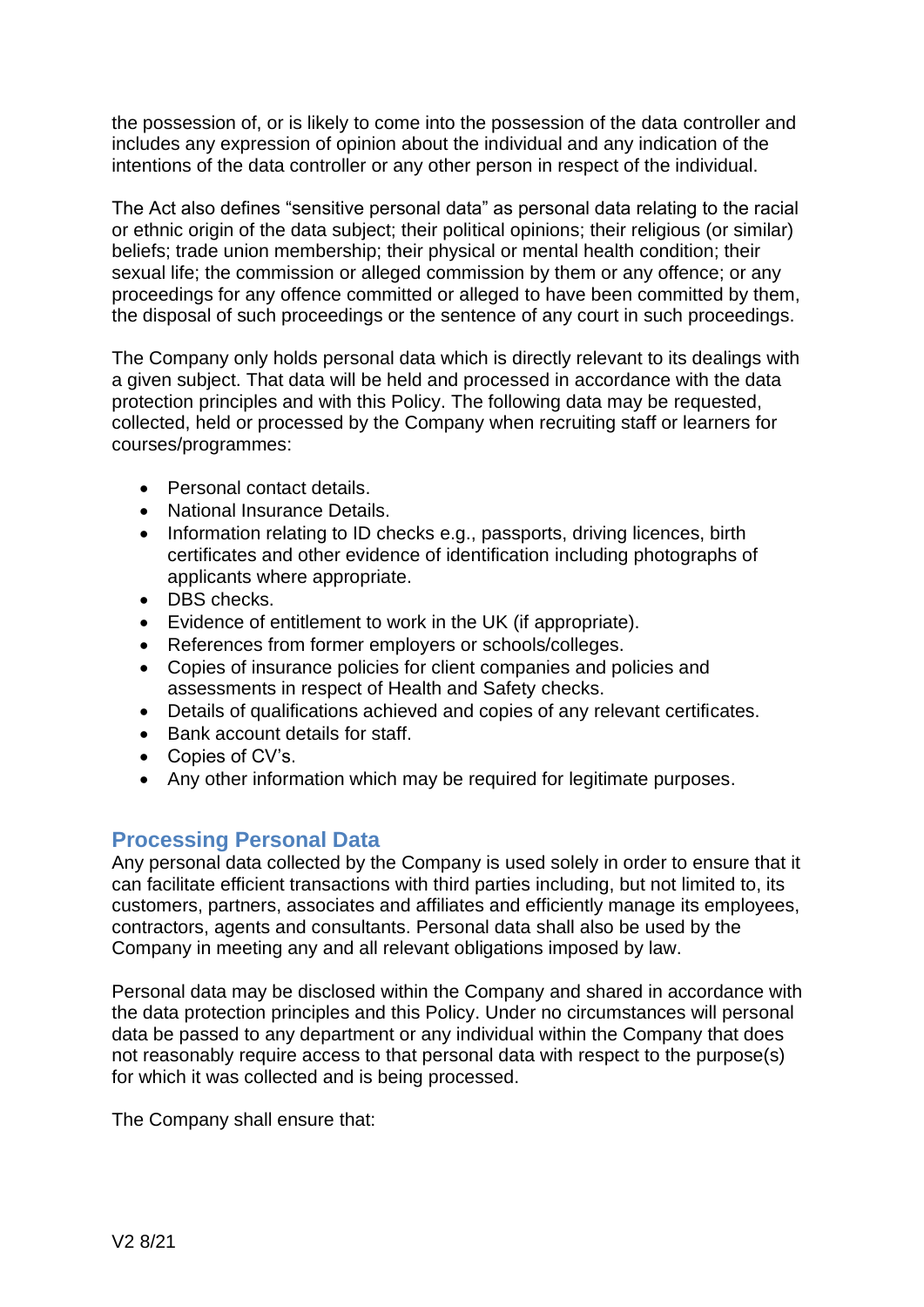the possession of, or is likely to come into the possession of the data controller and includes any expression of opinion about the individual and any indication of the intentions of the data controller or any other person in respect of the individual.

The Act also defines "sensitive personal data" as personal data relating to the racial or ethnic origin of the data subject; their political opinions; their religious (or similar) beliefs; trade union membership; their physical or mental health condition; their sexual life; the commission or alleged commission by them or any offence; or any proceedings for any offence committed or alleged to have been committed by them, the disposal of such proceedings or the sentence of any court in such proceedings.

The Company only holds personal data which is directly relevant to its dealings with a given subject. That data will be held and processed in accordance with the data protection principles and with this Policy. The following data may be requested, collected, held or processed by the Company when recruiting staff or learners for courses/programmes:

- Personal contact details.
- National Insurance Details.
- Information relating to ID checks e.g., passports, driving licences, birth certificates and other evidence of identification including photographs of applicants where appropriate.
- DBS checks.
- Evidence of entitlement to work in the UK (if appropriate).
- References from former employers or schools/colleges.
- Copies of insurance policies for client companies and policies and assessments in respect of Health and Safety checks.
- Details of qualifications achieved and copies of any relevant certificates.
- Bank account details for staff.
- Copies of CV's.
- Any other information which may be required for legitimate purposes.

## Processing Personal Data

Any personal data collected by the Company is used solely in order to ensure that it can facilitate efficient transactions with third parties including, but not limited to, its customers, partners, associates and affiliates and efficiently manage its employees, contractors, agents and consultants. Personal data shall also be used by the Company in meeting any and all relevant obligations imposed by law.

Personal data may be disclosed within the Company and shared in accordance with the data protection principles and this Policy. Under no circumstances will personal data be passed to any department or any individual within the Company that does not reasonably require access to that personal data with respect to the purpose(s) for which it was collected and is being processed.

The Company shall ensure that: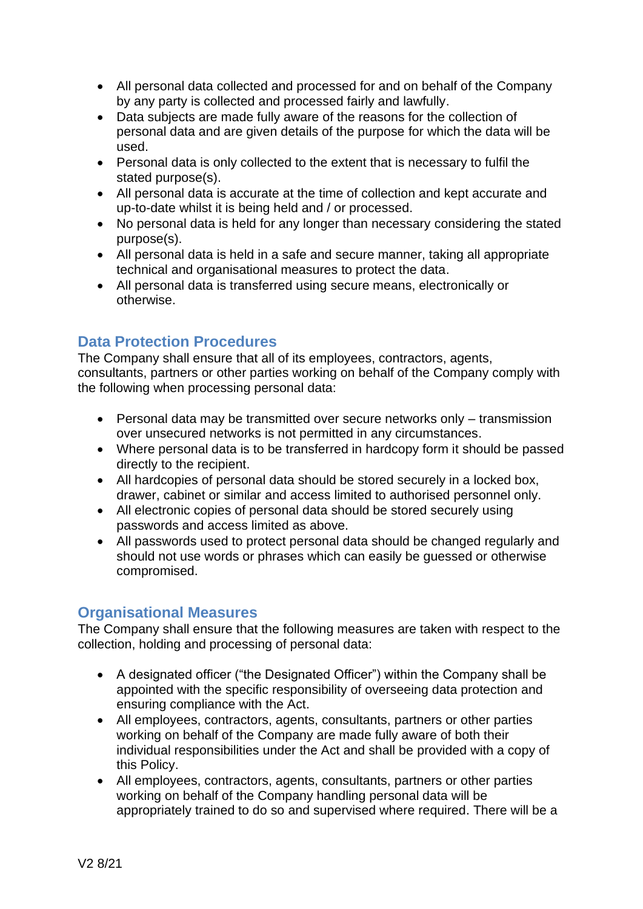- All personal data collected and processed for and on behalf of the Company by any party is collected and processed fairly and lawfully.
- Data subjects are made fully aware of the reasons for the collection of personal data and are given details of the purpose for which the data will be used.
- Personal data is only collected to the extent that is necessary to fulfil the stated purpose(s).
- All personal data is accurate at the time of collection and kept accurate and up-to-date whilst it is being held and / or processed.
- No personal data is held for any longer than necessary considering the stated purpose(s).
- All personal data is held in a safe and secure manner, taking all appropriate technical and organisational measures to protect the data.
- All personal data is transferred using secure means, electronically or otherwise.

## Data Protection Procedures

The Company shall ensure that all of its employees, contractors, agents, consultants, partners or other parties working on behalf of the Company comply with the following when processing personal data:

- Personal data may be transmitted over secure networks only – transmission over unsecured networks is not permitted in any circumstances.
- Where personal data is to be transferred in hardcopy form it should be passed directly to the recipient.
- All hardcopies of personal data should be stored securely in a locked box, drawer, cabinet or similar and access limited to authorised personnel only.
- All electronic copies of personal data should be stored securely using passwords and access limited as above.
- All passwords used to protect personal data should be changed regularly and should not use words or phrases which can easily be guessed or otherwise compromised.

## Organisational Measures

The Company shall ensure that the following measures are taken with respect to the collection, holding and processing of personal data:

- A designated officer ("the Designated Officer") within the Company shall be appointed with the specific responsibility of overseeing data protection and ensuring compliance with the Act.
- All employees, contractors, agents, consultants, partners or other parties working on behalf of the Company are made fully aware of both their individual responsibilities under the Act and shall be provided with a copy of this Policy.
- All employees, contractors, agents, consultants, partners or other parties working on behalf of the Company handling personal data will be appropriately trained to do so and supervised where required. There will be a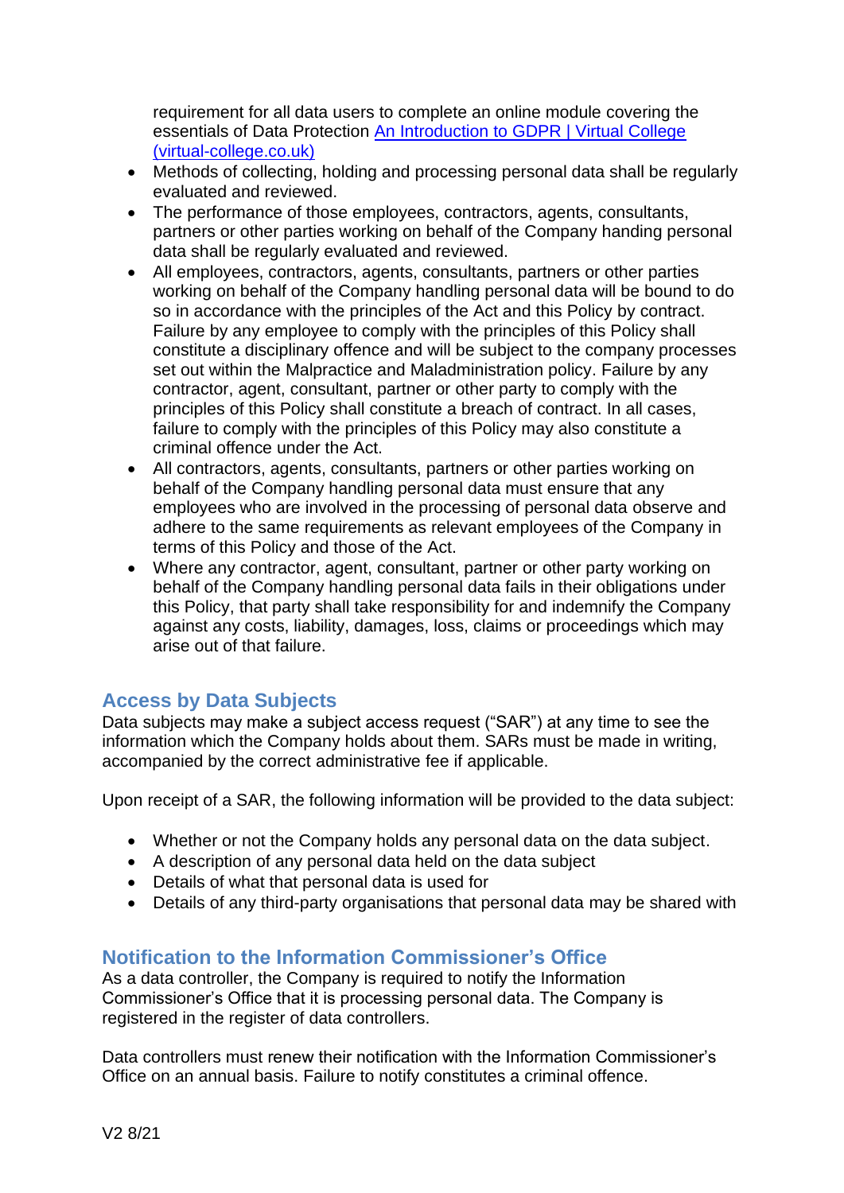requirement for all data users to complete an online module covering the essentials of Data Protection [An Introduction to GDPR | Virtual College (virtual-college.co.uk)]

- Methods of collecting, holding and processing personal data shall be regularly evaluated and reviewed.
- The performance of those employees, contractors, agents, consultants, partners or other parties working on behalf of the Company handing personal data shall be regularly evaluated and reviewed.
- All employees, contractors, agents, consultants, partners or other parties working on behalf of the Company handling personal data will be bound to do so in accordance with the principles of the Act and this Policy by contract. Failure by any employee to comply with the principles of this Policy shall constitute a disciplinary offence and will be subject to the company processes set out within the Malpractice and Maladministration policy. Failure by any contractor, agent, consultant, partner or other party to comply with the principles of this Policy shall constitute a breach of contract. In all cases, failure to comply with the principles of this Policy may also constitute a criminal offence under the Act.
- All contractors, agents, consultants, partners or other parties working on behalf of the Company handling personal data must ensure that any employees who are involved in the processing of personal data observe and adhere to the same requirements as relevant employees of the Company in terms of this Policy and those of the Act.
- Where any contractor, agent, consultant, partner or other party working on behalf of the Company handling personal data fails in their obligations under this Policy, that party shall take responsibility for and indemnify the Company against any costs, liability, damages, loss, claims or proceedings which may arise out of that failure.

## Access by Data Subjects

Data subjects may make a subject access request ("SAR") at any time to see the information which the Company holds about them. SARs must be made in writing, accompanied by the correct administrative fee if applicable.

Upon receipt of a SAR, the following information will be provided to the data subject:

- Whether or not the Company holds any personal data on the data subject.
- A description of any personal data held on the data subject
- Details of what that personal data is used for
- Details of any third-party organisations that personal data may be shared with

## Notification to the Information Commissioner's Office

As a data controller, the Company is required to notify the Information Commissioner's Office that it is processing personal data. The Company is registered in the register of data controllers.

Data controllers must renew their notification with the Information Commissioner's Office on an annual basis. Failure to notify constitutes a criminal offence.

V2 8/21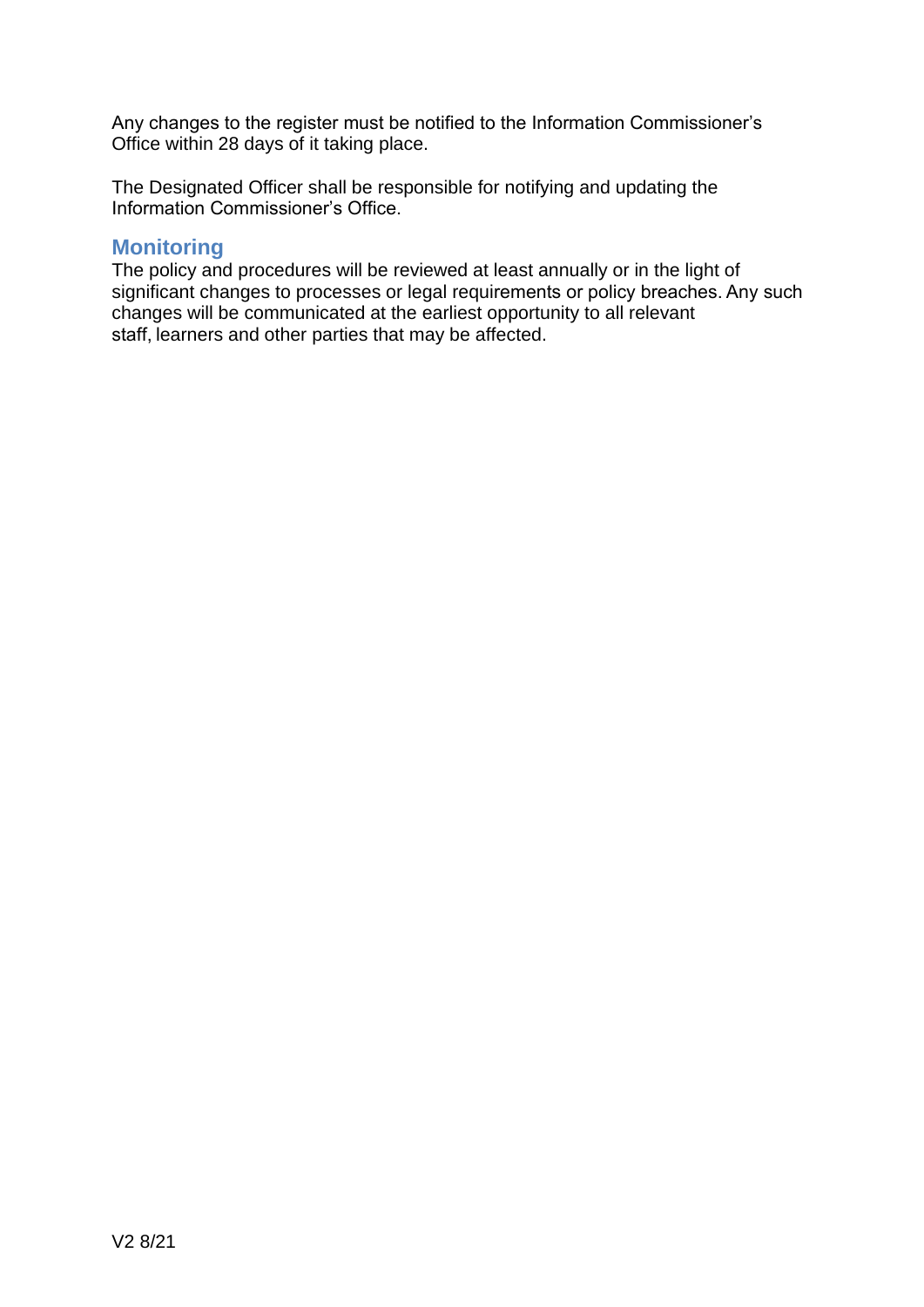Any changes to the register must be notified to the Information Commissioner's Office within 28 days of it taking place.

The Designated Officer shall be responsible for notifying and updating the Information Commissioner's Office.

## Monitoring

The policy and procedures will be reviewed at least annually or in the light of significant changes to processes or legal requirements or policy breaches. Any such changes will be communicated at the earliest opportunity to all relevant staff, learners and other parties that may be affected.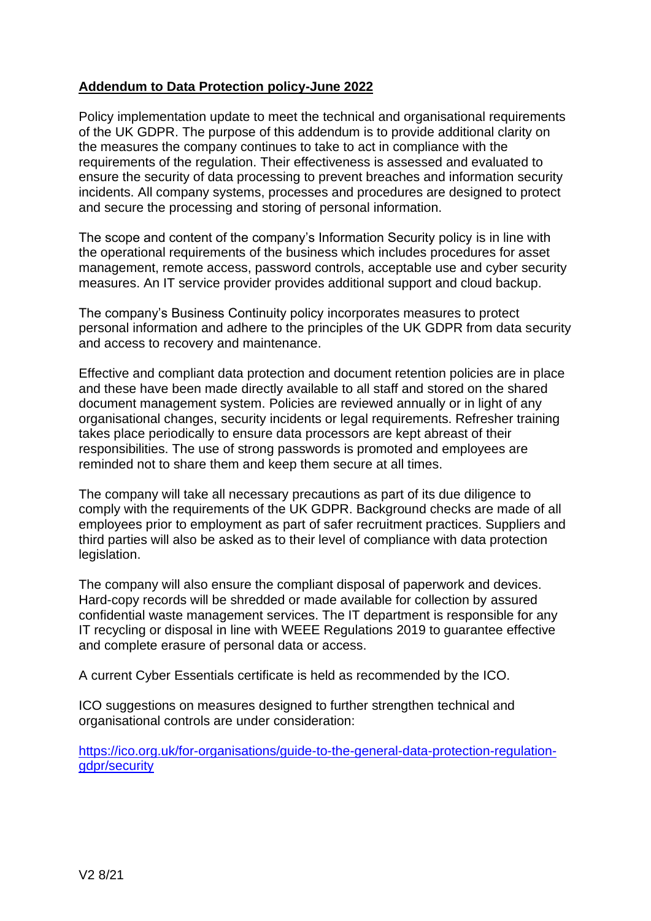**Addendum to Data Protection policy-June 2022**

Policy implementation update to meet the technical and organisational requirements of the UK GDPR. The purpose of this addendum is to provide additional clarity on the measures the company continues to take to act in compliance with the requirements of the regulation. Their effectiveness is assessed and evaluated to ensure the security of data processing to prevent breaches and information security incidents. All company systems, processes and procedures are designed to protect and secure the processing and storing of personal information.

The scope and content of the company's Information Security policy is in line with the operational requirements of the business which includes procedures for asset management, remote access, password controls, acceptable use and cyber security measures. An IT service provider provides additional support and cloud backup.

The company's Business Continuity policy incorporates measures to protect personal information and adhere to the principles of the UK GDPR from data security and access to recovery and maintenance.

Effective and compliant data protection and document retention policies are in place and these have been made directly available to all staff and stored on the shared document management system. Policies are reviewed annually or in light of any organisational changes, security incidents or legal requirements. Refresher training takes place periodically to ensure data processors are kept abreast of their responsibilities. The use of strong passwords is promoted and employees are reminded not to share them and keep them secure at all times.

The company will take all necessary precautions as part of its due diligence to comply with the requirements of the UK GDPR. Background checks are made of all employees prior to employment as part of safer recruitment practices. Suppliers and third parties will also be asked as to their level of compliance with data protection legislation.

The company will also ensure the compliant disposal of paperwork and devices. Hard-copy records will be shredded or made available for collection by assured confidential waste management services. The IT department is responsible for any IT recycling or disposal in line with WEEE Regulations 2019 to guarantee effective and complete erasure of personal data or access.

A current Cyber Essentials certificate is held as recommended by the ICO.

ICO suggestions on measures designed to further strengthen technical and organisational controls are under consideration:

https://ico.org.uk/for-organisations/guide-to-the-general-data-protection-regulation-gdpr/security

V2 8/21